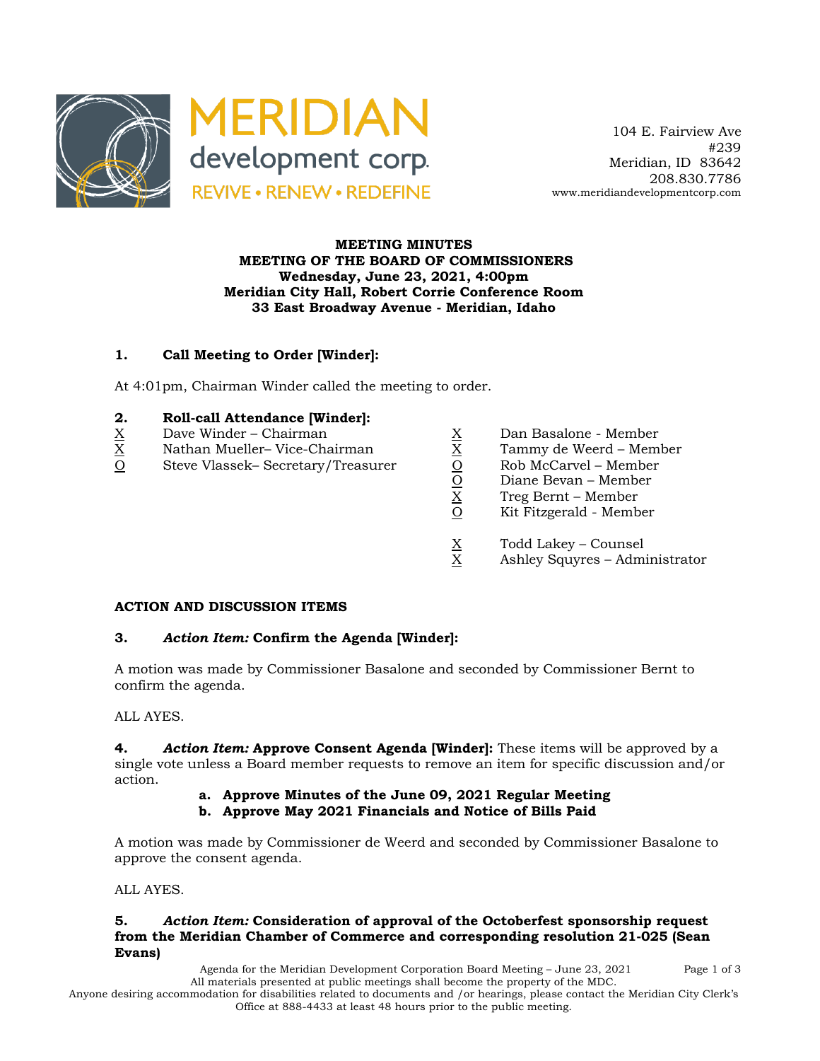MERIDIAN development corp.
REVIVE • RENEW • REDEFINE

104 E. Fairview Ave
#239
Meridian, ID 83642
208.830.7786
www.meridiandevelopmentcorp.com

**MEETING MINUTES**
**MEETING OF THE BOARD OF COMMISSIONERS**
**Wednesday, June 23, 2021, 4:00pm**
**Meridian City Hall, Robert Corrie Conference Room**
**33 East Broadway Avenue - Meridian, Idaho**

## 1. Call Meeting to Order [Winder]:

At 4:01pm, Chairman Winder called the meeting to order.

## 2. Roll-call Attendance [Winder]:

X Dave Winder – Chairman
X Nathan Mueller– Vice-Chairman
O Steve Vlassek– Secretary/Treasurer
X Dan Basalone - Member
X Tammy de Weerd – Member
O Rob McCarvel – Member
O Diane Bevan – Member
X Treg Bernt – Member
O Kit Fitzgerald - Member

X Todd Lakey – Counsel
X Ashley Squyres – Administrator

## ACTION AND DISCUSSION ITEMS

### 3. *Action Item:* Confirm the Agenda [Winder]:

A motion was made by Commissioner Basalone and seconded by Commissioner Bernt to confirm the agenda.

ALL AYES.

### 4. *Action Item:* Approve Consent Agenda [Winder]:

These items will be approved by a single vote unless a Board member requests to remove an item for specific discussion and/or action.

- **a. Approve Minutes of the June 09, 2021 Regular Meeting**
- **b. Approve May 2021 Financials and Notice of Bills Paid**

A motion was made by Commissioner de Weerd and seconded by Commissioner Basalone to approve the consent agenda.

ALL AYES.

### 5. *Action Item:* Consideration of approval of the Octoberfest sponsorship request from the Meridian Chamber of Commerce and corresponding resolution 21-025 (Sean Evans)

All materials presented at public meetings shall become the property of the MDC.
Anyone desiring accommodation for disabilities related to documents and /or hearings, please contact the Meridian City Clerk's Office at 888-4433 at least 48 hours prior to the public meeting.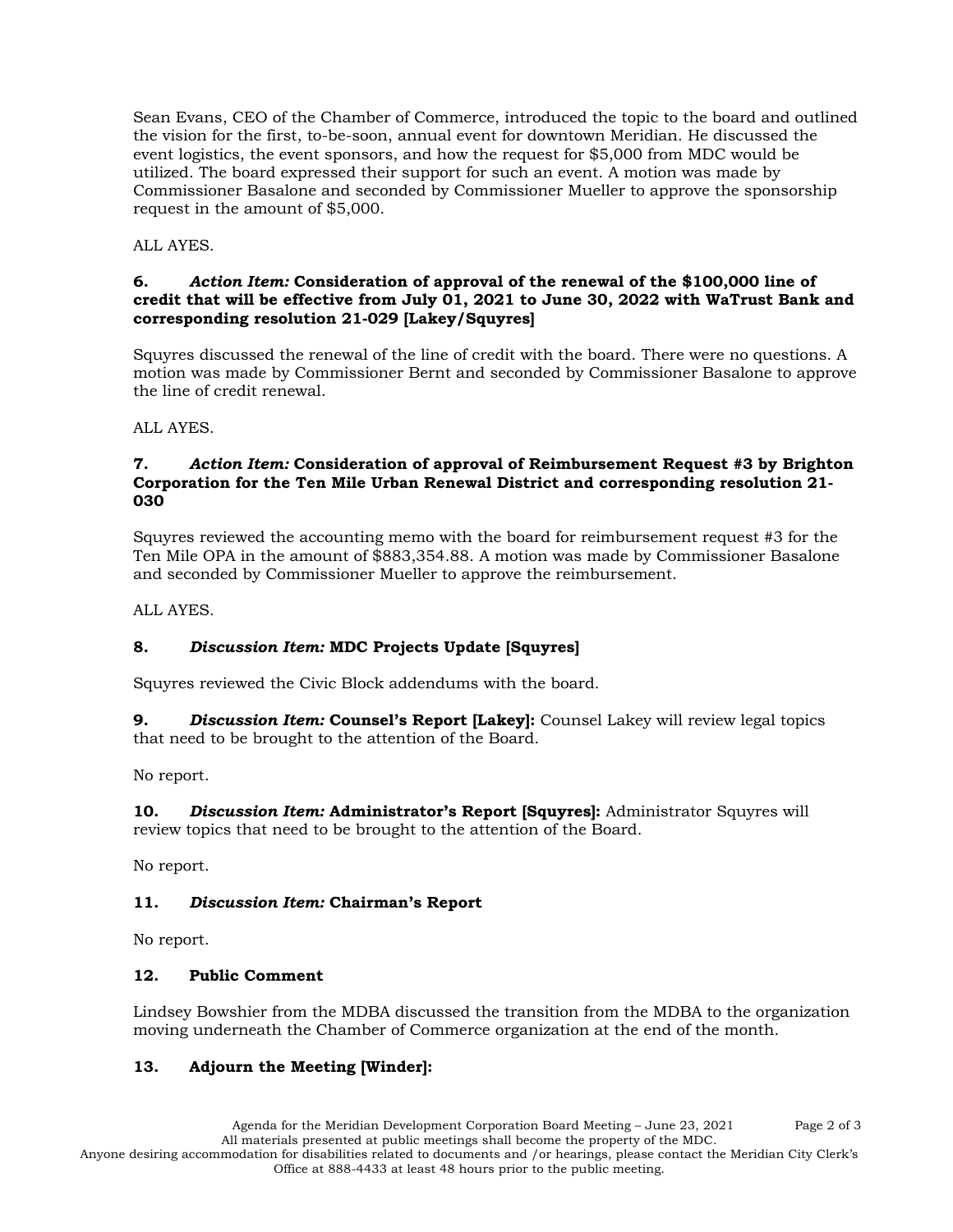Sean Evans, CEO of the Chamber of Commerce, introduced the topic to the board and outlined the vision for the first, to-be-soon, annual event for downtown Meridian. He discussed the event logistics, the event sponsors, and how the request for $5,000 from MDC would be utilized. The board expressed their support for such an event. A motion was made by Commissioner Basalone and seconded by Commissioner Mueller to approve the sponsorship request in the amount of $5,000.

ALL AYES.

**6. *Action Item:* Consideration of approval of the renewal of the $100,000 line of credit that will be effective from July 01, 2021 to June 30, 2022 with WaTrust Bank and corresponding resolution 21-029 [Lakey/Squyres]**

Squyres discussed the renewal of the line of credit with the board. There were no questions. A motion was made by Commissioner Bernt and seconded by Commissioner Basalone to approve the line of credit renewal.

ALL AYES.

**7. *Action Item:* Consideration of approval of Reimbursement Request #3 by Brighton Corporation for the Ten Mile Urban Renewal District and corresponding resolution 21-030**

Squyres reviewed the accounting memo with the board for reimbursement request #3 for the Ten Mile OPA in the amount of $883,354.88. A motion was made by Commissioner Basalone and seconded by Commissioner Mueller to approve the reimbursement.

ALL AYES.

**8. *Discussion Item:* MDC Projects Update [Squyres]**

Squyres reviewed the Civic Block addendums with the board.

**9. *Discussion Item:* Counsel's Report [Lakey]:** Counsel Lakey will review legal topics that need to be brought to the attention of the Board.

No report.

**10. *Discussion Item:* Administrator's Report [Squyres]:** Administrator Squyres will review topics that need to be brought to the attention of the Board.

No report.

**11. *Discussion Item:* Chairman's Report**

No report.

**12. Public Comment**

Lindsey Bowshier from the MDBA discussed the transition from the MDBA to the organization moving underneath the Chamber of Commerce organization at the end of the month.

**13. Adjourn the Meeting [Winder]:**

All materials presented at public meetings shall become the property of the MDC.
Anyone desiring accommodation for disabilities related to documents and /or hearings, please contact the Meridian City Clerk's Office at 888-4433 at least 48 hours prior to the public meeting.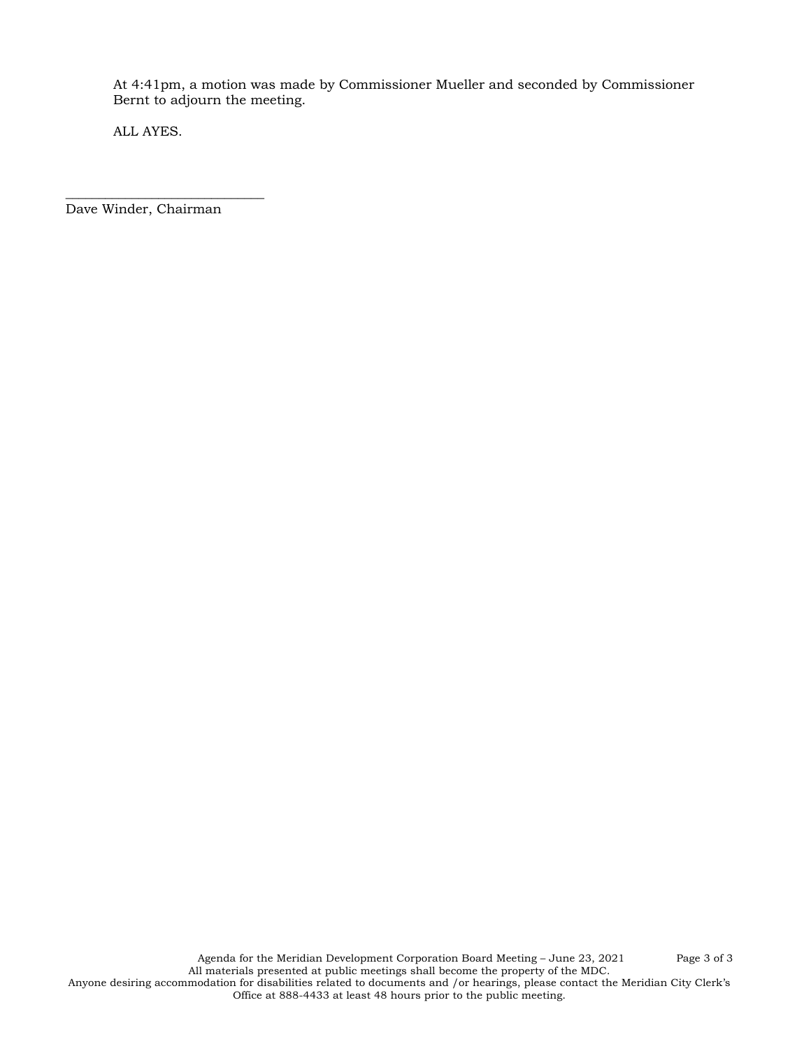At 4:41pm, a motion was made by Commissioner Mueller and seconded by Commissioner Bernt to adjourn the meeting.

ALL AYES.

_____________________________
Dave Winder, Chairman